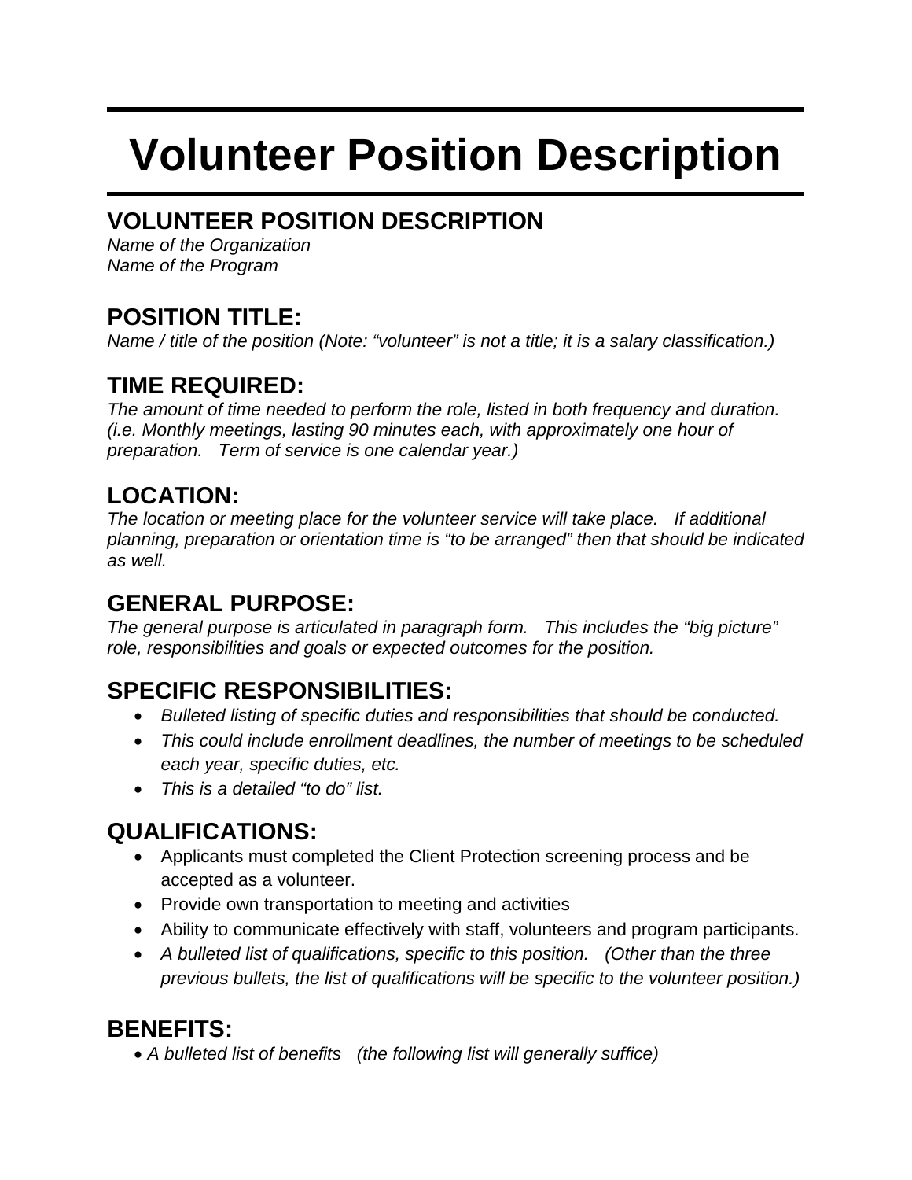# Volunteer Position Description

## VOLUNTEER POSITION DESCRIPTION

*Name of the Organization*
*Name of the Program*

## POSITION TITLE:

*Name / title of the position (Note: "volunteer" is not a title; it is a salary classification.)*

## TIME REQUIRED:

*The amount of time needed to perform the role, listed in both frequency and duration. (i.e. Monthly meetings, lasting 90 minutes each, with approximately one hour of preparation. Term of service is one calendar year.)*

## LOCATION:

*The location or meeting place for the volunteer service will take place. If additional planning, preparation or orientation time is "to be arranged" then that should be indicated as well.*

## GENERAL PURPOSE:

*The general purpose is articulated in paragraph form. This includes the "big picture" role, responsibilities and goals or expected outcomes for the position.*

## SPECIFIC RESPONSIBILITIES:

- *Bulleted listing of specific duties and responsibilities that should be conducted.*
- *This could include enrollment deadlines, the number of meetings to be scheduled each year, specific duties, etc.*
- *This is a detailed "to do" list.*

## QUALIFICATIONS:

- Applicants must completed the Client Protection screening process and be accepted as a volunteer.
- Provide own transportation to meeting and activities
- Ability to communicate effectively with staff, volunteers and program participants.
- *A bulleted list of qualifications, specific to this position. (Other than the three previous bullets, the list of qualifications will be specific to the volunteer position.)*

## BENEFITS:

- *A bulleted list of benefits (the following list will generally suffice)*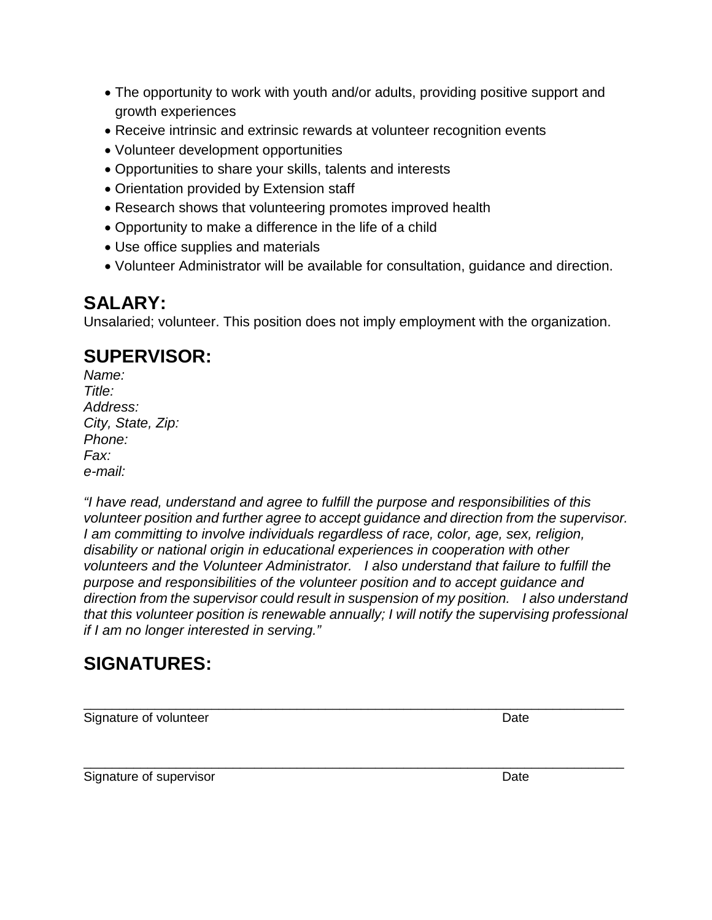- The opportunity to work with youth and/or adults, providing positive support and growth experiences
- Receive intrinsic and extrinsic rewards at volunteer recognition events
- Volunteer development opportunities
- Opportunities to share your skills, talents and interests
- Orientation provided by Extension staff
- Research shows that volunteering promotes improved health
- Opportunity to make a difference in the life of a child
- Use office supplies and materials
- Volunteer Administrator will be available for consultation, guidance and direction.

## SALARY:

Unsalaried; volunteer. This position does not imply employment with the organization.

## SUPERVISOR:

*Name:*
*Title:*
*Address:*
*City, State, Zip:*
*Phone:*
*Fax:*
*e-mail:*

*"I have read, understand and agree to fulfill the purpose and responsibilities of this volunteer position and further agree to accept guidance and direction from the supervisor. I am committing to involve individuals regardless of race, color, age, sex, religion, disability or national origin in educational experiences in cooperation with other volunteers and the Volunteer Administrator. I also understand that failure to fulfill the purpose and responsibilities of the volunteer position and to accept guidance and direction from the supervisor could result in suspension of my position. I also understand that this volunteer position is renewable annually; I will notify the supervising professional if I am no longer interested in serving."*

## SIGNATURES:

______________________________________________________________________________

Signature of volunteer Date

______________________________________________________________________________

Signature of supervisor Date